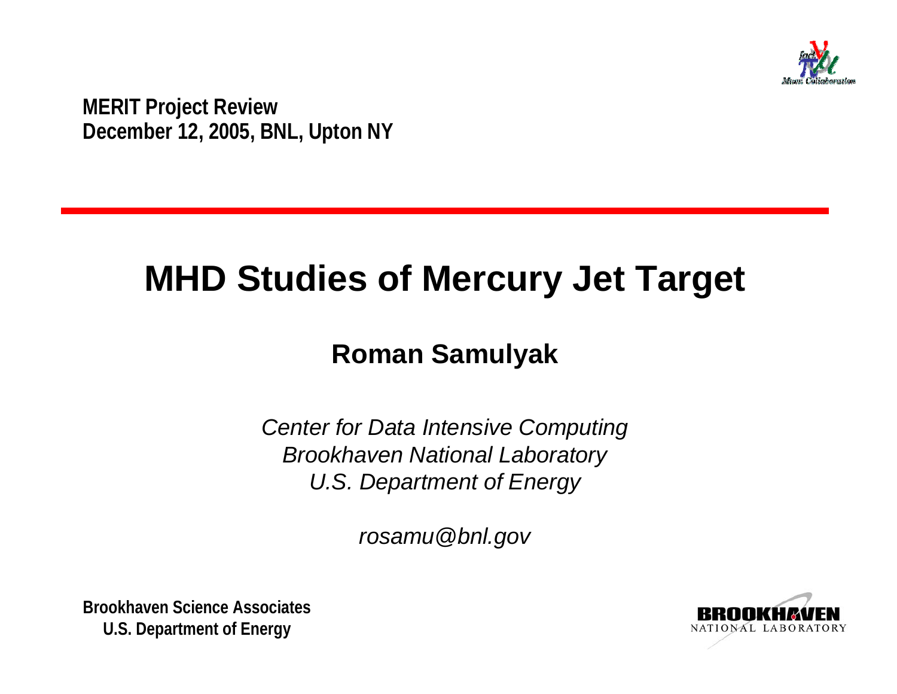**MERIT Project Review**
**December 12, 2005, BNL, Upton NY**

# MHD Studies of Mercury Jet Target

## Roman Samulyak

*Center for Data Intensive Computing*
*Brookhaven National Laboratory*
*U.S. Department of Energy*

*rosamu@bnl.gov*

**Brookhaven Science Associates**
**U.S. Department of Energy**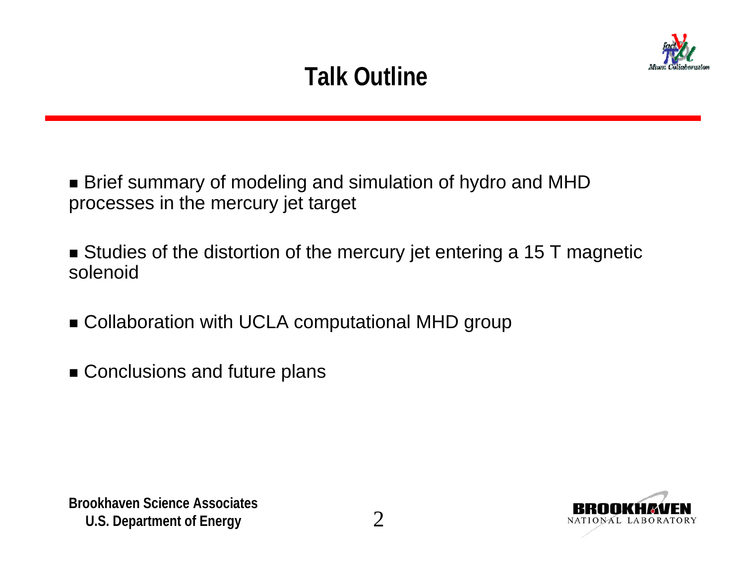# Talk Outline

- Brief summary of modeling and simulation of hydro and MHD processes in the mercury jet target
- Studies of the distortion of the mercury jet entering a 15 T magnetic solenoid
- Collaboration with UCLA computational MHD group
- Conclusions and future plans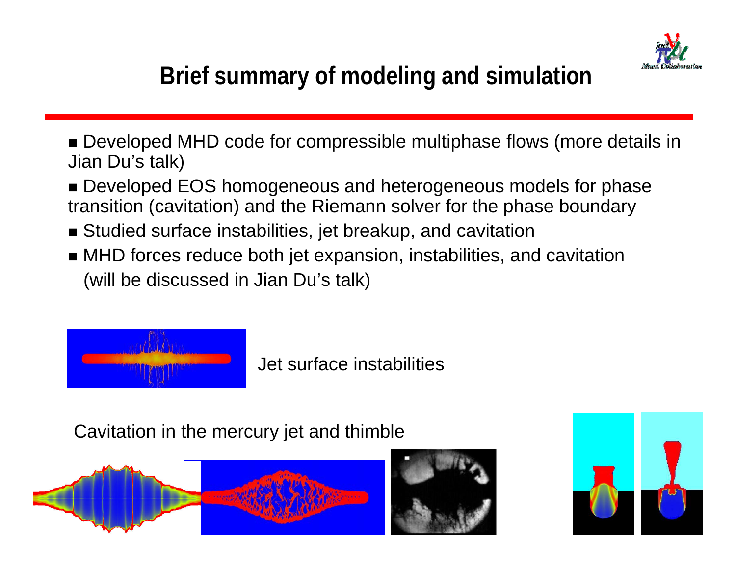# Brief summary of modeling and simulation

- Developed MHD code for compressible multiphase flows (more details in Jian Du's talk)
- Developed EOS homogeneous and heterogeneous models for phase transition (cavitation) and the Riemann solver for the phase boundary
- Studied surface instabilities, jet breakup, and cavitation
- MHD forces reduce both jet expansion, instabilities, and cavitation (will be discussed in Jian Du's talk)

Jet surface instabilities

Cavitation in the mercury jet and thimble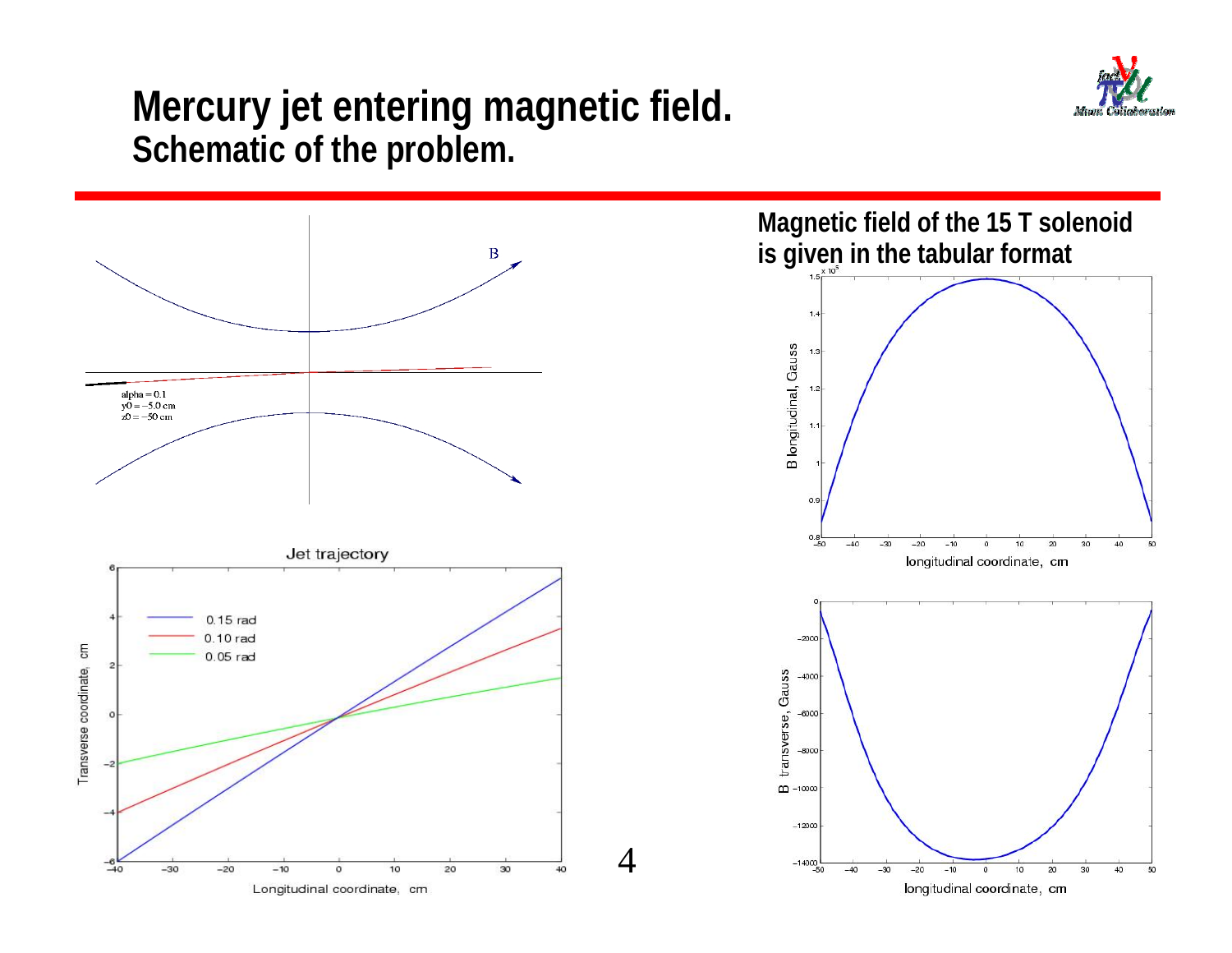# Mercury jet entering magnetic field.
## Schematic of the problem.

B

alpha = 0.1
y0 = −5.0 cm
z0 = −50 cm

Jet trajectory

Transverse coordinate, cm

Longitudinal coordinate, cm

0.15 rad
0.10 rad
0.05 rad

**Magnetic field of the 15 T solenoid is given in the tabular format**

B longitudinal, Gauss

longitudinal coordinate, cm

B transverse, Gauss

longitudinal coordinate, cm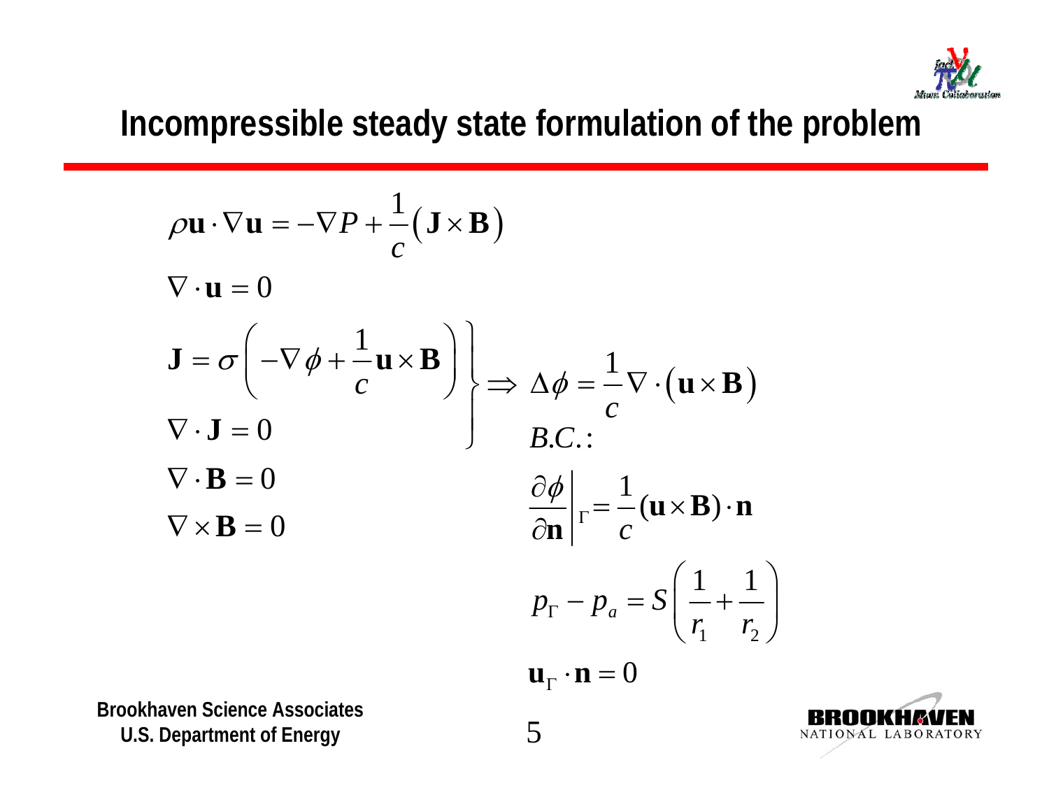# Incompressible steady state formulation of the problem

$$\rho \mathbf{u} \cdot \nabla \mathbf{u} = -\nabla P + \frac{1}{c}\left(\mathbf{J} \times \mathbf{B}\right)$$

$$\nabla \cdot \mathbf{u} = 0$$

$$\left.\begin{aligned} \mathbf{J} &= \sigma\left(-\nabla \phi + \frac{1}{c}\mathbf{u} \times \mathbf{B}\right) \\ \nabla \cdot \mathbf{J} &= 0 \end{aligned}\right\} \Rightarrow \Delta \phi = \frac{1}{c}\nabla \cdot \left(\mathbf{u} \times \mathbf{B}\right)$$

$$\nabla \cdot \mathbf{B} = 0$$

$$\nabla \times \mathbf{B} = 0$$

$B.C.:$

$$\left.\frac{\partial \phi}{\partial \mathbf{n}}\right|_{\Gamma} = \frac{1}{c}(\mathbf{u} \times \mathbf{B}) \cdot \mathbf{n}$$

$$p_{\Gamma} - p_a = S\left(\frac{1}{r_1} + \frac{1}{r_2}\right)$$

$$\mathbf{u}_{\Gamma} \cdot \mathbf{n} = 0$$

**Brookhaven Science Associates**
**U.S. Department of Energy**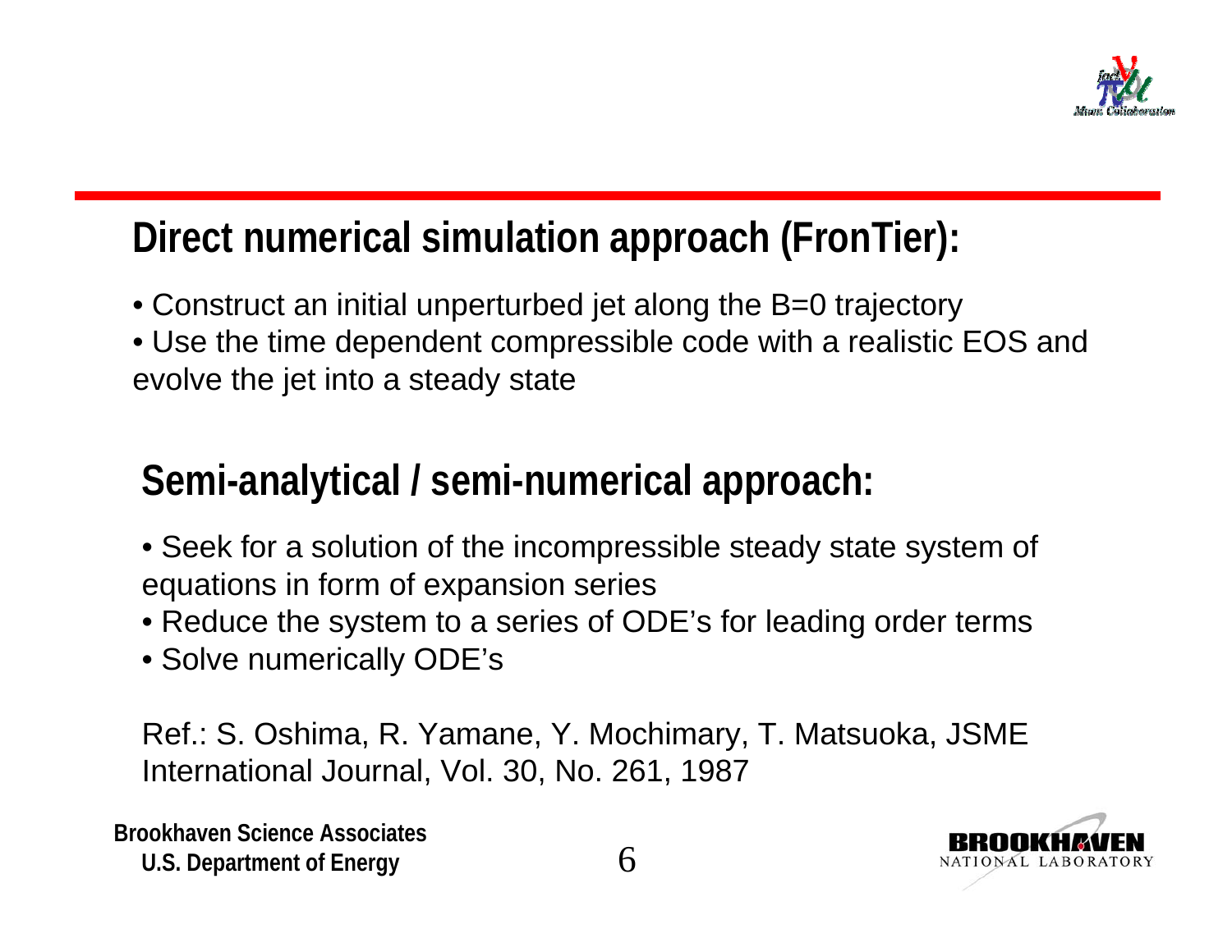## Direct numerical simulation approach (FronTier):

- Construct an initial unperturbed jet along the B=0 trajectory
- Use the time dependent compressible code with a realistic EOS and evolve the jet into a steady state

## Semi-analytical / semi-numerical approach:

- Seek for a solution of the incompressible steady state system of equations in form of expansion series
- Reduce the system to a series of ODE's for leading order terms
- Solve numerically ODE's

Ref.: S. Oshima, R. Yamane, Y. Mochimary, T. Matsuoka, JSME International Journal, Vol. 30, No. 261, 1987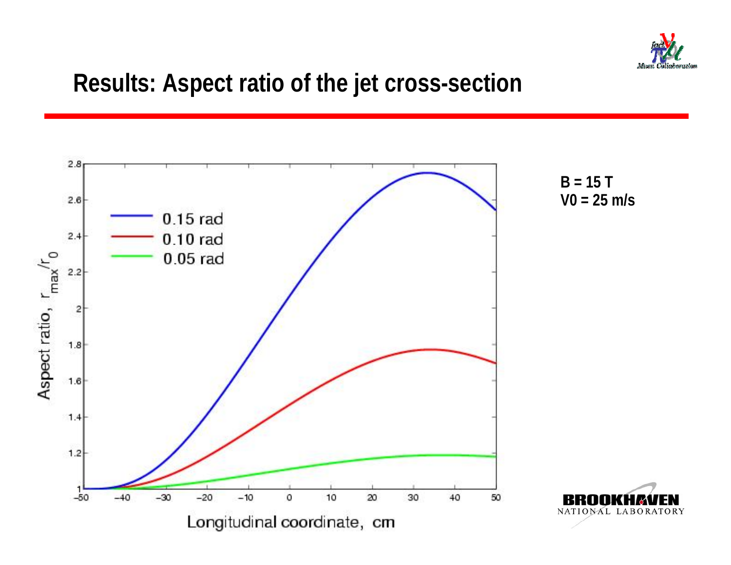# Results: Aspect ratio of the jet cross-section

B = 15 T
V0 = 25 m/s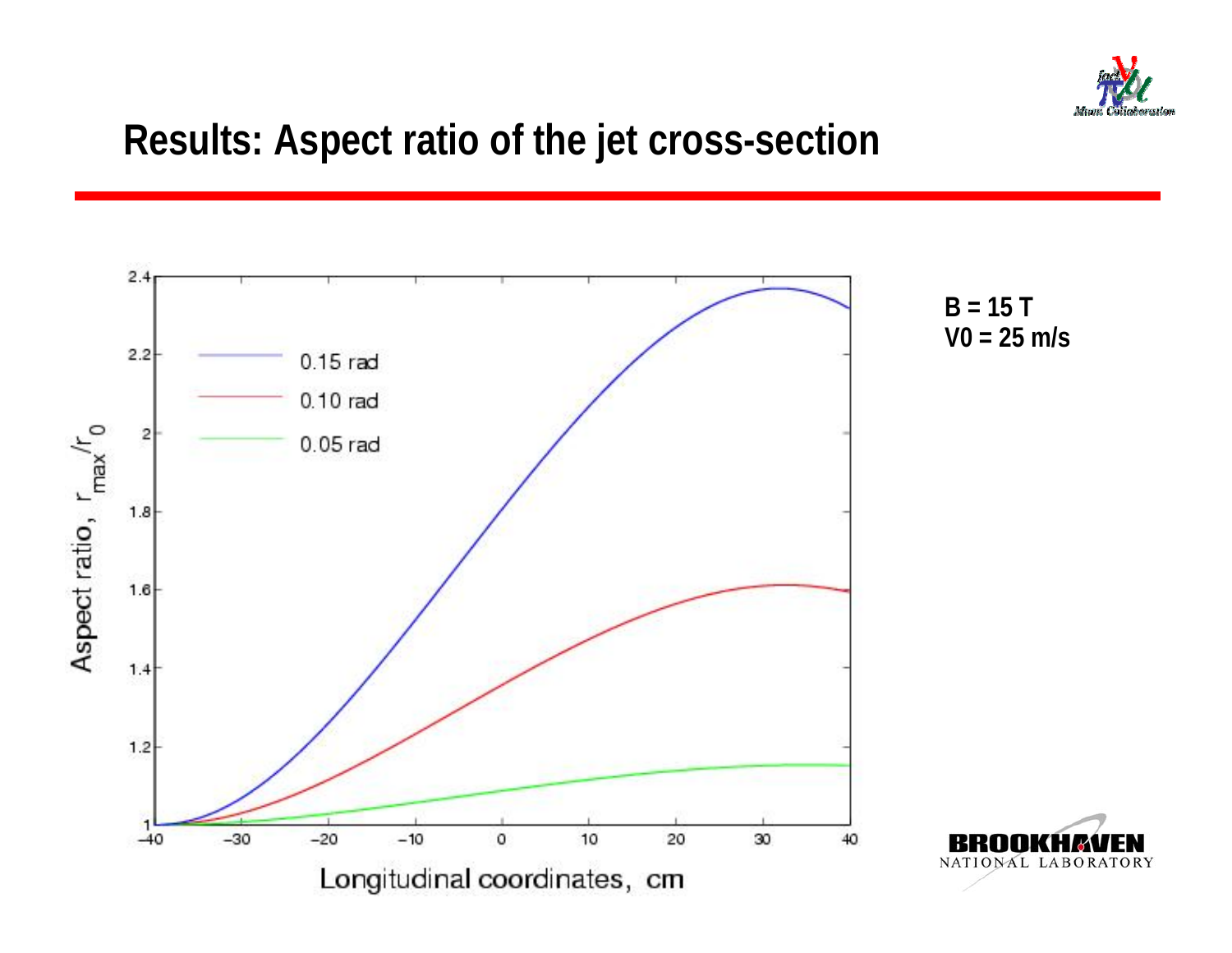# Results: Aspect ratio of the jet cross-section

**B = 15 T**
**V0 = 25 m/s**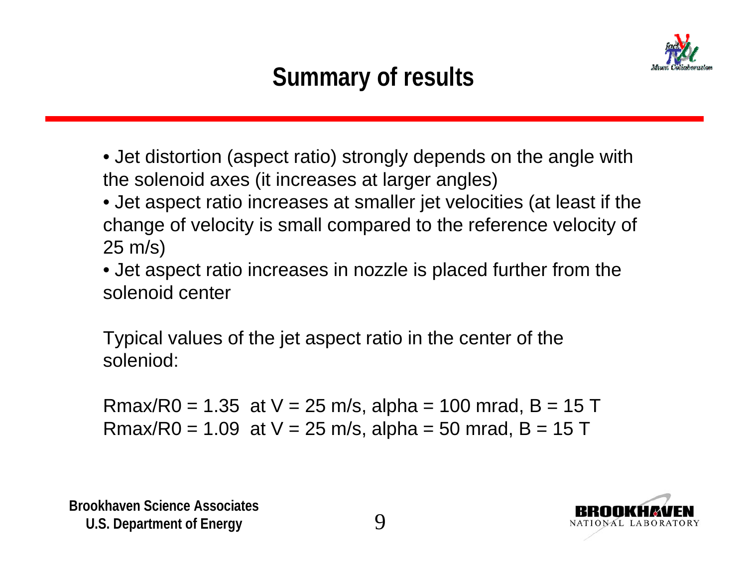# Summary of results

- Jet distortion (aspect ratio) strongly depends on the angle with the solenoid axes (it increases at larger angles)
- Jet aspect ratio increases at smaller jet velocities (at least if the change of velocity is small compared to the reference velocity of 25 m/s)
- Jet aspect ratio increases in nozzle is placed further from the solenoid center

Typical values of the jet aspect ratio in the center of the soleniod:

Rmax/R0 = 1.35 at V = 25 m/s, alpha = 100 mrad, B = 15 T
Rmax/R0 = 1.09 at V = 25 m/s, alpha = 50 mrad, B = 15 T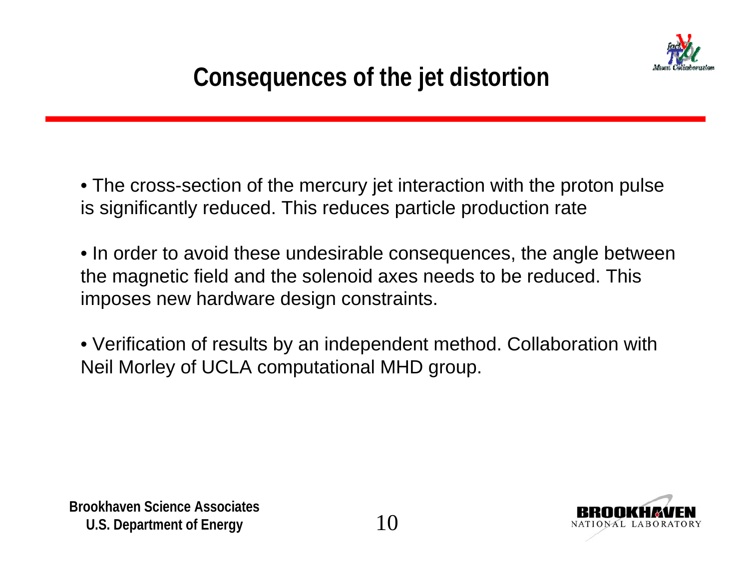# Consequences of the jet distortion

- The cross-section of the mercury jet interaction with the proton pulse is significantly reduced. This reduces particle production rate

- In order to avoid these undesirable consequences, the angle between the magnetic field and the solenoid axes needs to be reduced. This imposes new hardware design constraints.

- Verification of results by an independent method. Collaboration with Neil Morley of UCLA computational MHD group.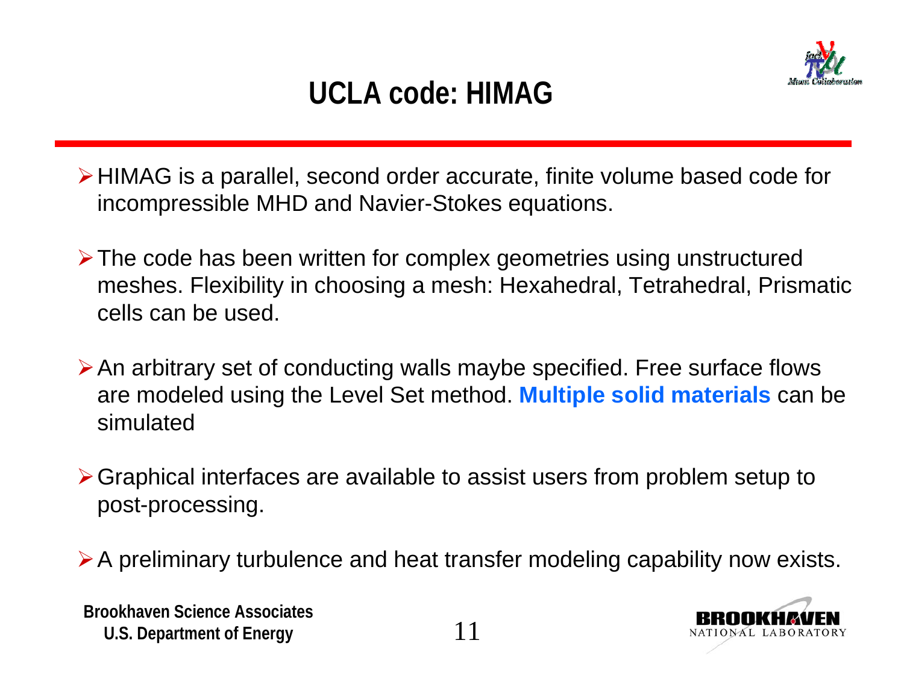# UCLA code: HIMAG

- HIMAG is a parallel, second order accurate, finite volume based code for incompressible MHD and Navier-Stokes equations.
- The code has been written for complex geometries using unstructured meshes. Flexibility in choosing a mesh: Hexahedral, Tetrahedral, Prismatic cells can be used.
- An arbitrary set of conducting walls maybe specified. Free surface flows are modeled using the Level Set method. **Multiple solid materials** can be simulated
- Graphical interfaces are available to assist users from problem setup to post-processing.
- A preliminary turbulence and heat transfer modeling capability now exists.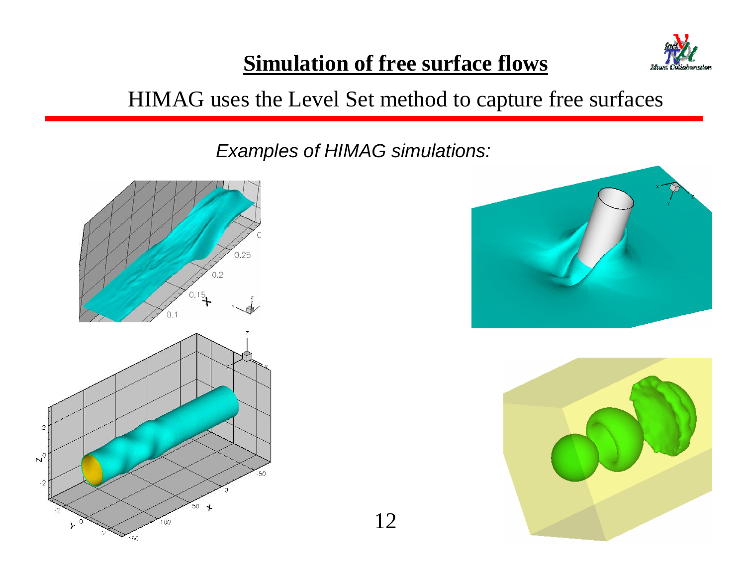# Simulation of free surface flows

HIMAG uses the Level Set method to capture free surfaces

*Examples of HIMAG simulations:*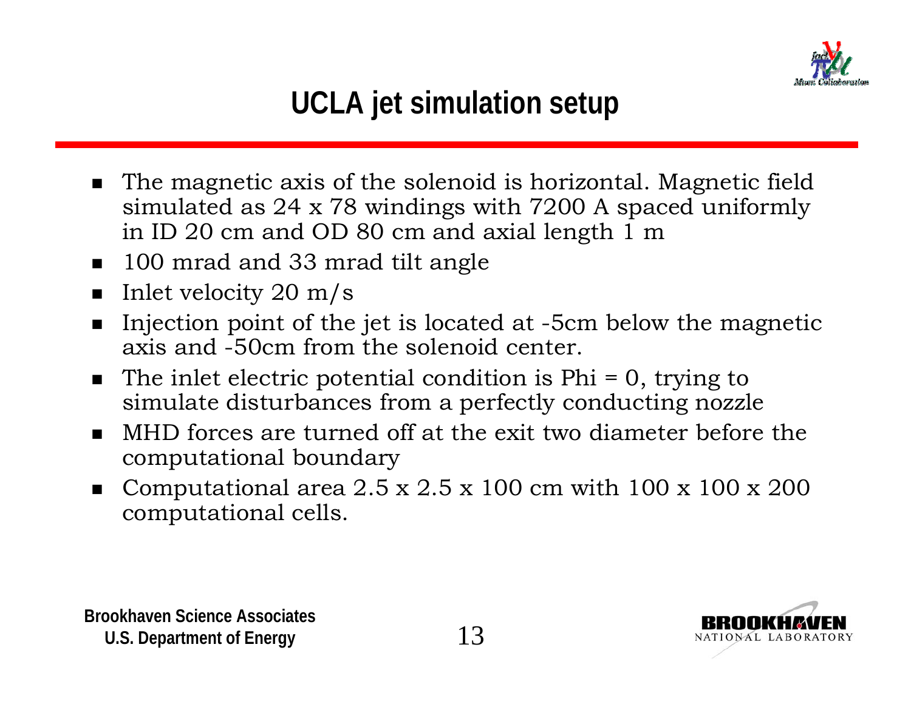# UCLA jet simulation setup

- The magnetic axis of the solenoid is horizontal. Magnetic field simulated as 24 x 78 windings with 7200 A spaced uniformly in ID 20 cm and OD 80 cm and axial length 1 m
- 100 mrad and 33 mrad tilt angle
- Inlet velocity 20 m/s
- Injection point of the jet is located at -5cm below the magnetic axis and -50cm from the solenoid center.
- The inlet electric potential condition is Phi = 0, trying to simulate disturbances from a perfectly conducting nozzle
- MHD forces are turned off at the exit two diameter before the computational boundary
- Computational area 2.5 x 2.5 x 100 cm with 100 x 100 x 200 computational cells.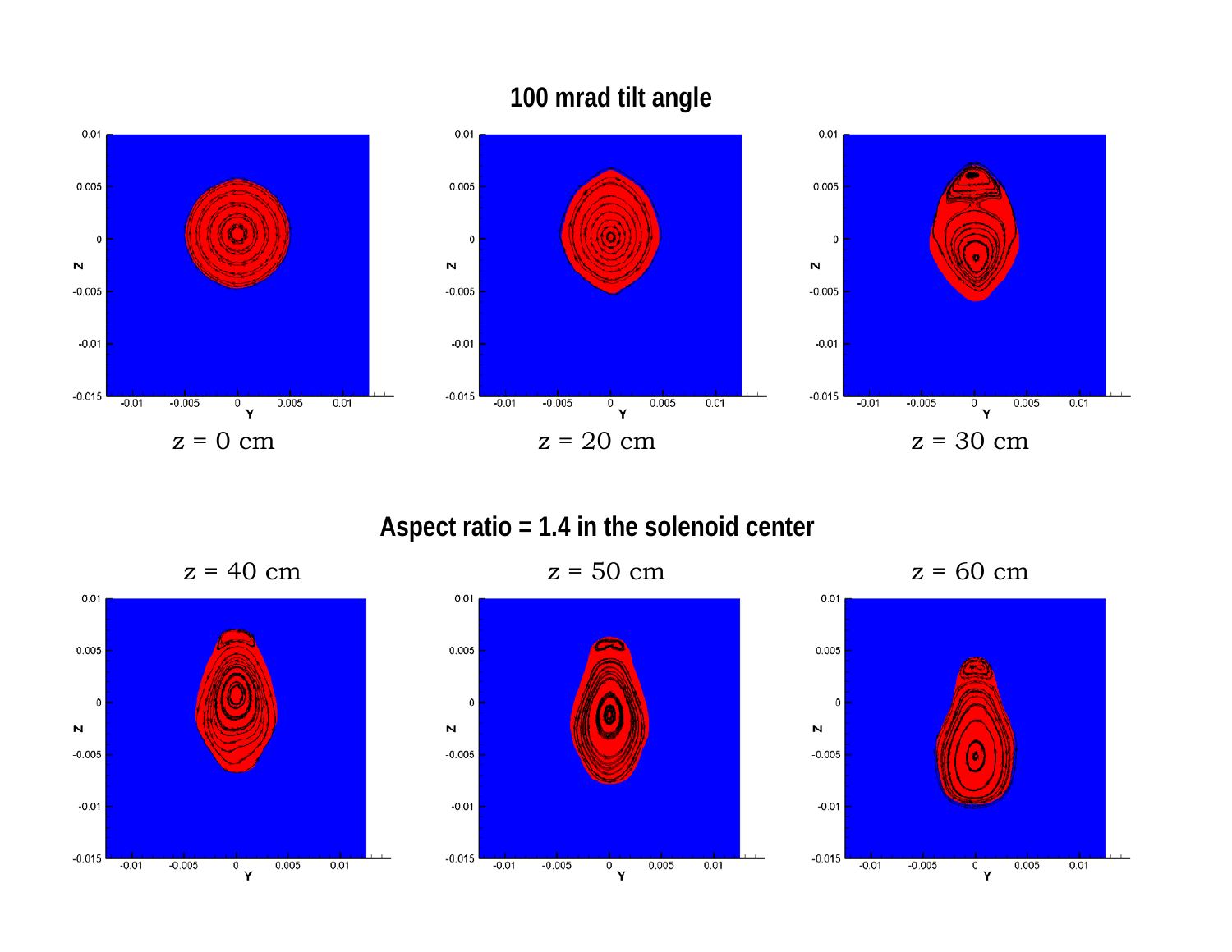# 100 mrad tilt angle

z = 0 cm

z = 20 cm

z = 30 cm

# Aspect ratio = 1.4 in the solenoid center

z = 40 cm

z = 50 cm

z = 60 cm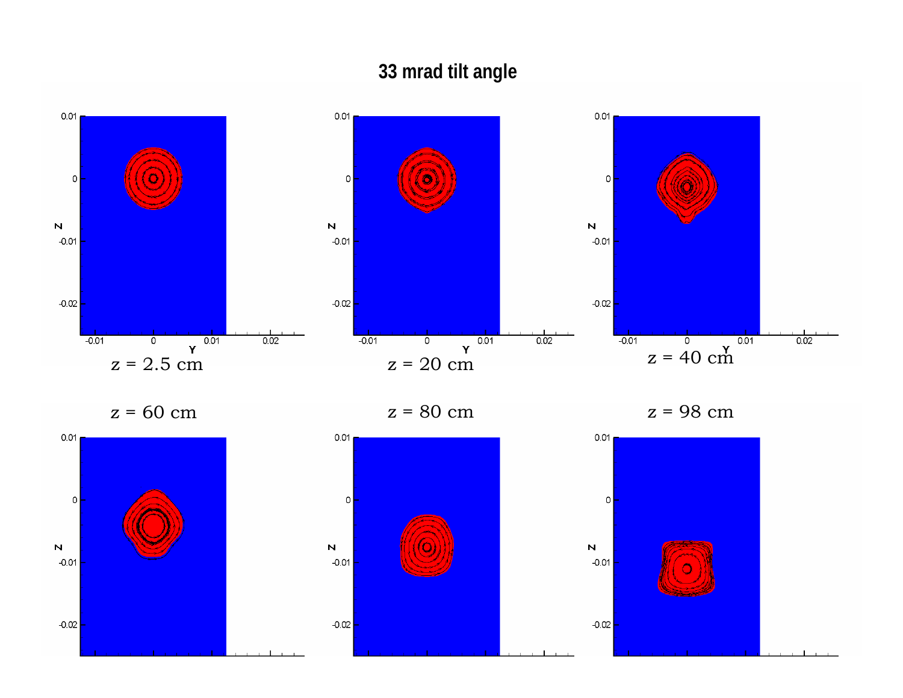# 33 mrad tilt angle

z = 2.5 cm

z = 20 cm

z = 40 cm

z = 60 cm

z = 80 cm

z = 98 cm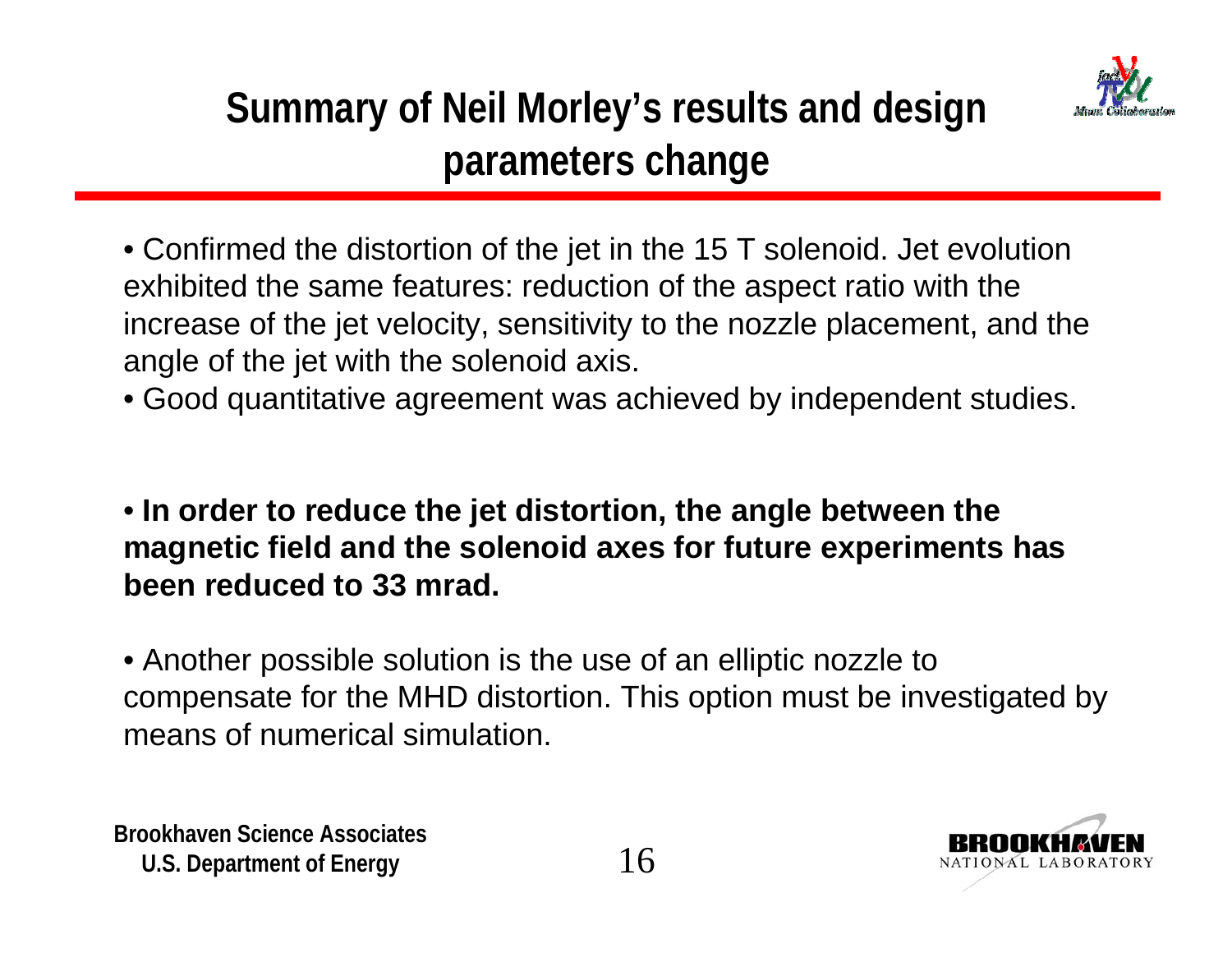# Summary of Neil Morley's results and design parameters change

- Confirmed the distortion of the jet in the 15 T solenoid. Jet evolution exhibited the same features: reduction of the aspect ratio with the increase of the jet velocity, sensitivity to the nozzle placement, and the angle of the jet with the solenoid axis.
- Good quantitative agreement was achieved by independent studies.

- **In order to reduce the jet distortion, the angle between the magnetic field and the solenoid axes for future experiments has been reduced to 33 mrad.**

- Another possible solution is the use of an elliptic nozzle to compensate for the MHD distortion. This option must be investigated by means of numerical simulation.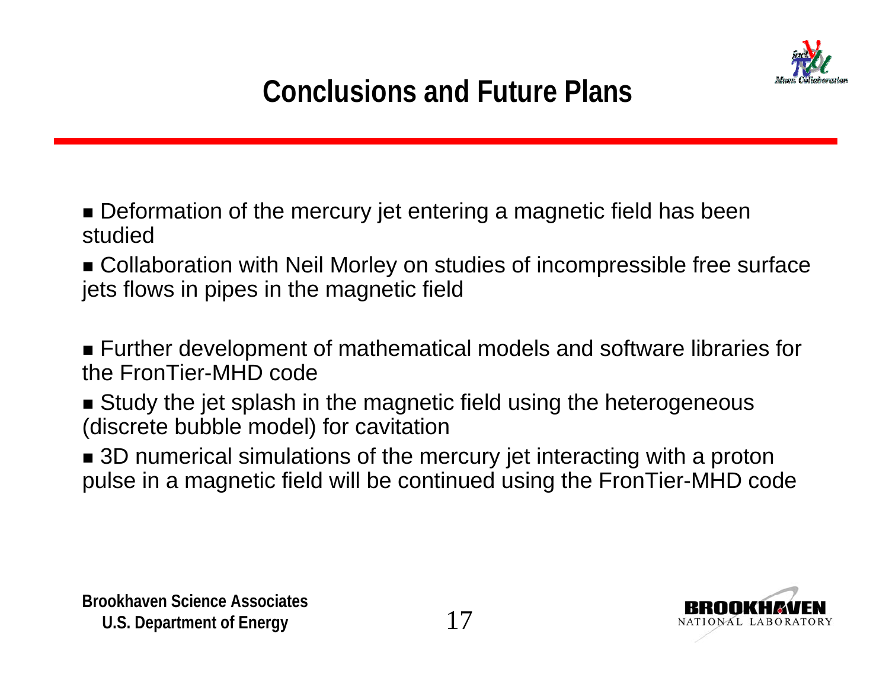# Conclusions and Future Plans

- Deformation of the mercury jet entering a magnetic field has been studied
- Collaboration with Neil Morley on studies of incompressible free surface jets flows in pipes in the magnetic field

- Further development of mathematical models and software libraries for the FronTier-MHD code
- Study the jet splash in the magnetic field using the heterogeneous (discrete bubble model) for cavitation
- 3D numerical simulations of the mercury jet interacting with a proton pulse in a magnetic field will be continued using the FronTier-MHD code